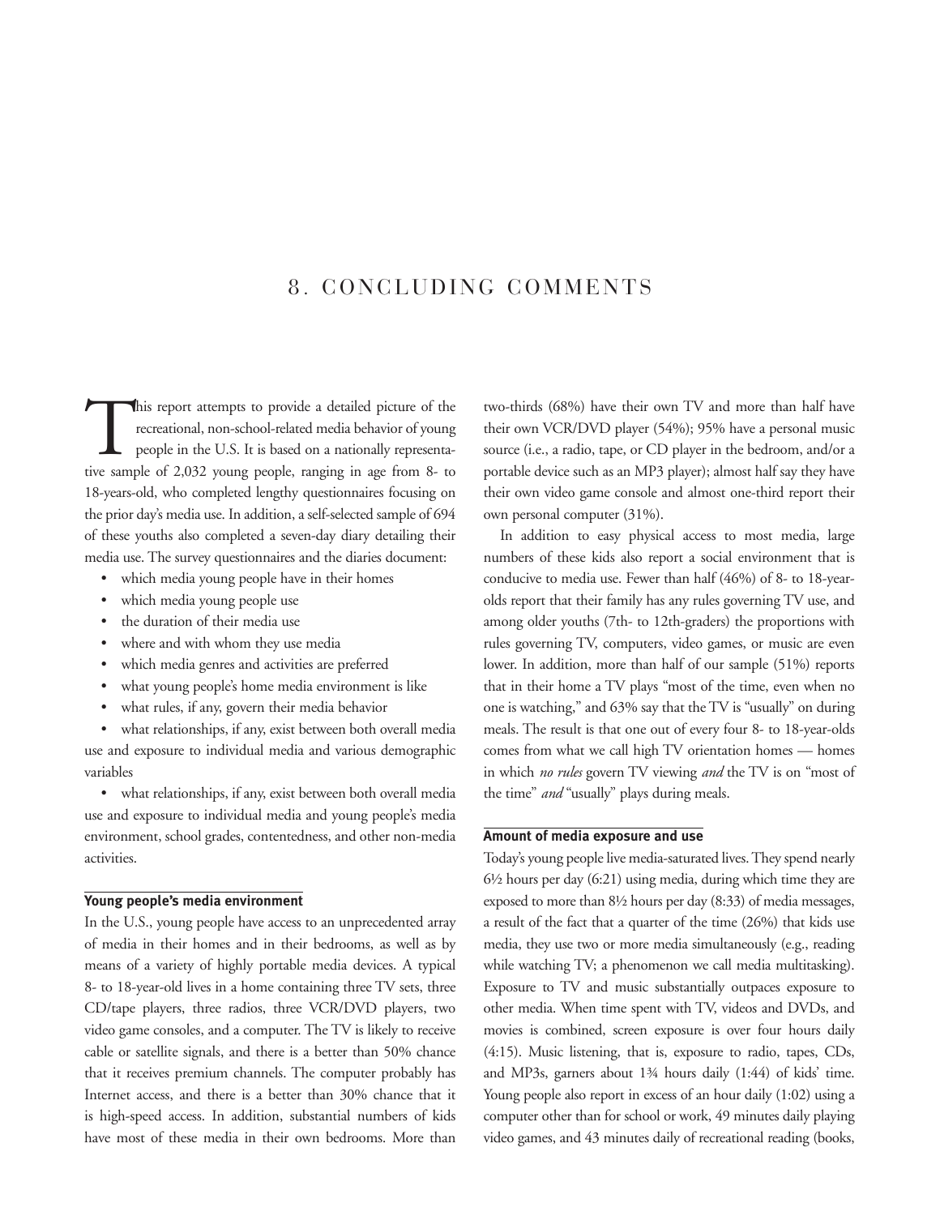# 8. CONCLUDING COMMENTS

This report attempts to provide a detailed picture of the recreational, non-school-related media behavior of young people in the U.S. It is based on a nationally representative sample of 2,032 young people, ranging in age from 8- to 18-years-old, who completed lengthy questionnaires focusing on the prior day's media use. In addition, a self-selected sample of 694 of these youths also completed a seven-day diary detailing their media use. The survey questionnaires and the diaries document:

- which media young people have in their homes
- which media young people use
- the duration of their media use
- where and with whom they use media
- which media genres and activities are preferred
- what young people's home media environment is like
- what rules, if any, govern their media behavior
- what relationships, if any, exist between both overall media use and exposure to individual media and various demographic variables
- what relationships, if any, exist between both overall media use and exposure to individual media and young people's media environment, school grades, contentedness, and other non-media activities.

### Young people's media environment

In the U.S., young people have access to an unprecedented array of media in their homes and in their bedrooms, as well as by means of a variety of highly portable media devices. A typical 8- to 18-year-old lives in a home containing three TV sets, three CD/tape players, three radios, three VCR/DVD players, two video game consoles, and a computer. The TV is likely to receive cable or satellite signals, and there is a better than 50% chance that it receives premium channels. The computer probably has Internet access, and there is a better than 30% chance that it is high-speed access. In addition, substantial numbers of kids have most of these media in their own bedrooms. More than two-thirds (68%) have their own TV and more than half have their own VCR/DVD player (54%); 95% have a personal music source (i.e., a radio, tape, or CD player in the bedroom, and/or a portable device such as an MP3 player); almost half say they have their own video game console and almost one-third report their own personal computer (31%).

In addition to easy physical access to most media, large numbers of these kids also report a social environment that is conducive to media use. Fewer than half (46%) of 8- to 18-year-olds report that their family has any rules governing TV use, and among older youths (7th- to 12th-graders) the proportions with rules governing TV, computers, video games, or music are even lower. In addition, more than half of our sample (51%) reports that in their home a TV plays "most of the time, even when no one is watching," and 63% say that the TV is "usually" on during meals. The result is that one out of every four 8- to 18-year-olds comes from what we call high TV orientation homes — homes in which *no rules* govern TV viewing *and* the TV is on "most of the time" *and* "usually" plays during meals.

### Amount of media exposure and use

Today's young people live media-saturated lives. They spend nearly 6½ hours per day (6:21) using media, during which time they are exposed to more than 8½ hours per day (8:33) of media messages, a result of the fact that a quarter of the time (26%) that kids use media, they use two or more media simultaneously (e.g., reading while watching TV; a phenomenon we call media multitasking). Exposure to TV and music substantially outpaces exposure to other media. When time spent with TV, videos and DVDs, and movies is combined, screen exposure is over four hours daily (4:15). Music listening, that is, exposure to radio, tapes, CDs, and MP3s, garners about 1¾ hours daily (1:44) of kids' time. Young people also report in excess of an hour daily (1:02) using a computer other than for school or work, 49 minutes daily playing video games, and 43 minutes daily of recreational reading (books,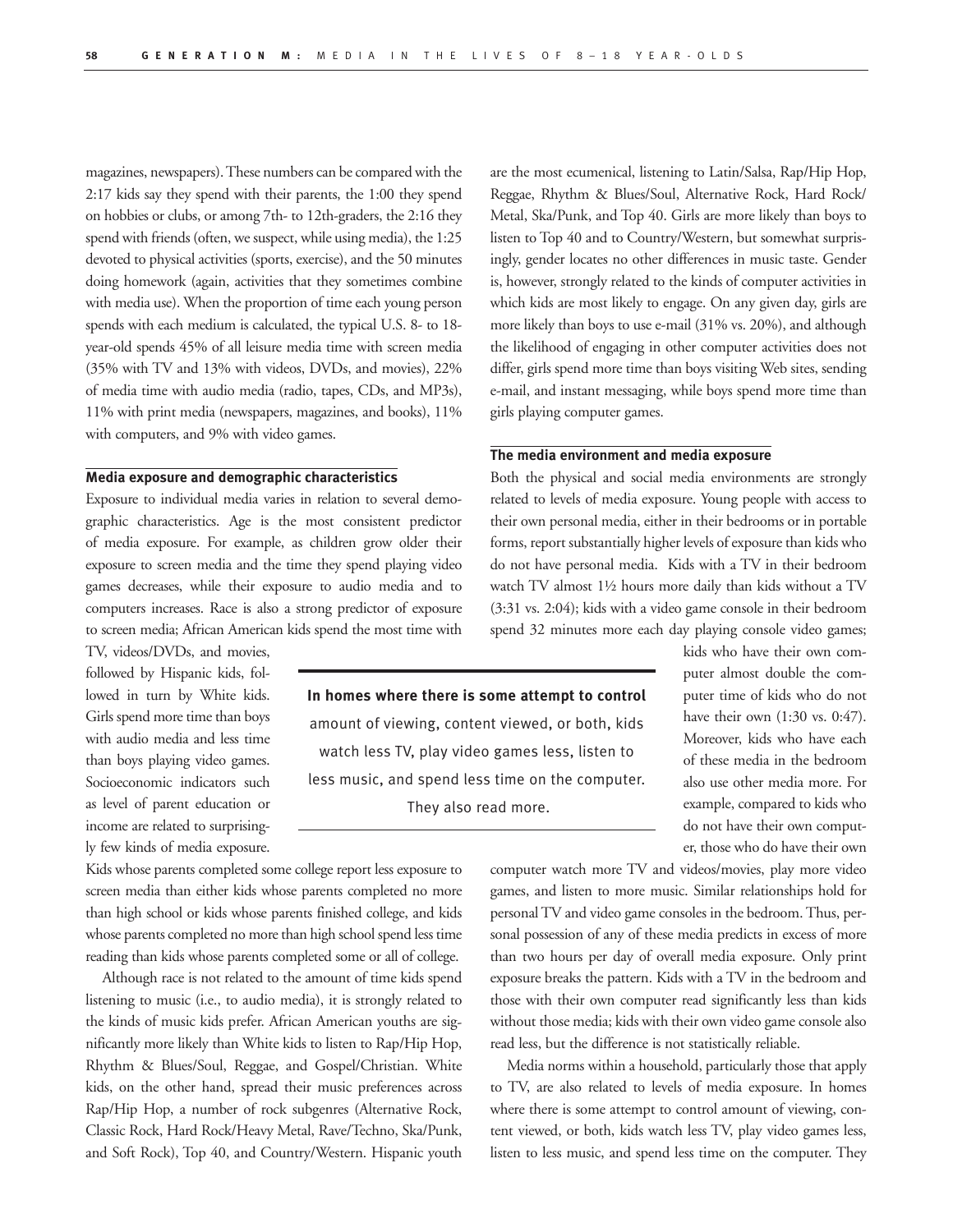magazines, newspapers). These numbers can be compared with the 2:17 kids say they spend with their parents, the 1:00 they spend on hobbies or clubs, or among 7th- to 12th-graders, the 2:16 they spend with friends (often, we suspect, while using media), the 1:25 devoted to physical activities (sports, exercise), and the 50 minutes doing homework (again, activities that they sometimes combine with media use). When the proportion of time each young person spends with each medium is calculated, the typical U.S. 8- to 18-year-old spends 45% of all leisure media time with screen media (35% with TV and 13% with videos, DVDs, and movies), 22% of media time with audio media (radio, tapes, CDs, and MP3s), 11% with print media (newspapers, magazines, and books), 11% with computers, and 9% with video games.

### Media exposure and demographic characteristics

Exposure to individual media varies in relation to several demographic characteristics. Age is the most consistent predictor of media exposure. For example, as children grow older their exposure to screen media and the time they spend playing video games decreases, while their exposure to audio media and to computers increases. Race is also a strong predictor of exposure to screen media; African American kids spend the most time with TV, videos/DVDs, and movies, followed by Hispanic kids, followed in turn by White kids. Girls spend more time than boys with audio media and less time than boys playing video games. Socioeconomic indicators such as level of parent education or income are related to surprisingly few kinds of media exposure. Kids whose parents completed some college report less exposure to screen media than either kids whose parents completed no more than high school or kids whose parents finished college, and kids whose parents completed no more than high school spend less time reading than kids whose parents completed some or all of college.

Although race is not related to the amount of time kids spend listening to music (i.e., to audio media), it is strongly related to the kinds of music kids prefer. African American youths are significantly more likely than White kids to listen to Rap/Hip Hop, Rhythm & Blues/Soul, Reggae, and Gospel/Christian. White kids, on the other hand, spread their music preferences across Rap/Hip Hop, a number of rock subgenres (Alternative Rock, Classic Rock, Hard Rock/Heavy Metal, Rave/Techno, Ska/Punk, and Soft Rock), Top 40, and Country/Western. Hispanic youth are the most ecumenical, listening to Latin/Salsa, Rap/Hip Hop, Reggae, Rhythm & Blues/Soul, Alternative Rock, Hard Rock/Metal, Ska/Punk, and Top 40. Girls are more likely than boys to listen to Top 40 and to Country/Western, but somewhat surprisingly, gender locates no other differences in music taste. Gender is, however, strongly related to the kinds of computer activities in which kids are most likely to engage. On any given day, girls are more likely than boys to use e-mail (31% vs. 20%), and although the likelihood of engaging in other computer activities does not differ, girls spend more time than boys visiting Web sites, sending e-mail, and instant messaging, while boys spend more time than girls playing computer games.

### The media environment and media exposure

Both the physical and social media environments are strongly related to levels of media exposure. Young people with access to their own personal media, either in their bedrooms or in portable forms, report substantially higher levels of exposure than kids who do not have personal media. Kids with a TV in their bedroom watch TV almost 1½ hours more daily than kids without a TV (3:31 vs. 2:04); kids with a video game console in their bedroom spend 32 minutes more each day playing console video games; kids who have their own computer almost double the computer time of kids who do not have their own (1:30 vs. 0:47). Moreover, kids who have each of these media in the bedroom also use other media more. For example, compared to kids who do not have their own computer, those who do have their own computer watch more TV and videos/movies, play more video games, and listen to more music. Similar relationships hold for personal TV and video game consoles in the bedroom. Thus, personal possession of any of these media predicts in excess of more than two hours per day of overall media exposure. Only print exposure breaks the pattern. Kids with a TV in the bedroom and those with their own computer read significantly less than kids without those media; kids with their own video game console also read less, but the difference is not statistically reliable.

> **In homes where there is some attempt to control** amount of viewing, content viewed, or both, kids watch less TV, play video games less, listen to less music, and spend less time on the computer. They also read more.

Media norms within a household, particularly those that apply to TV, are also related to levels of media exposure. In homes where there is some attempt to control amount of viewing, content viewed, or both, kids watch less TV, play video games less, listen to less music, and spend less time on the computer. They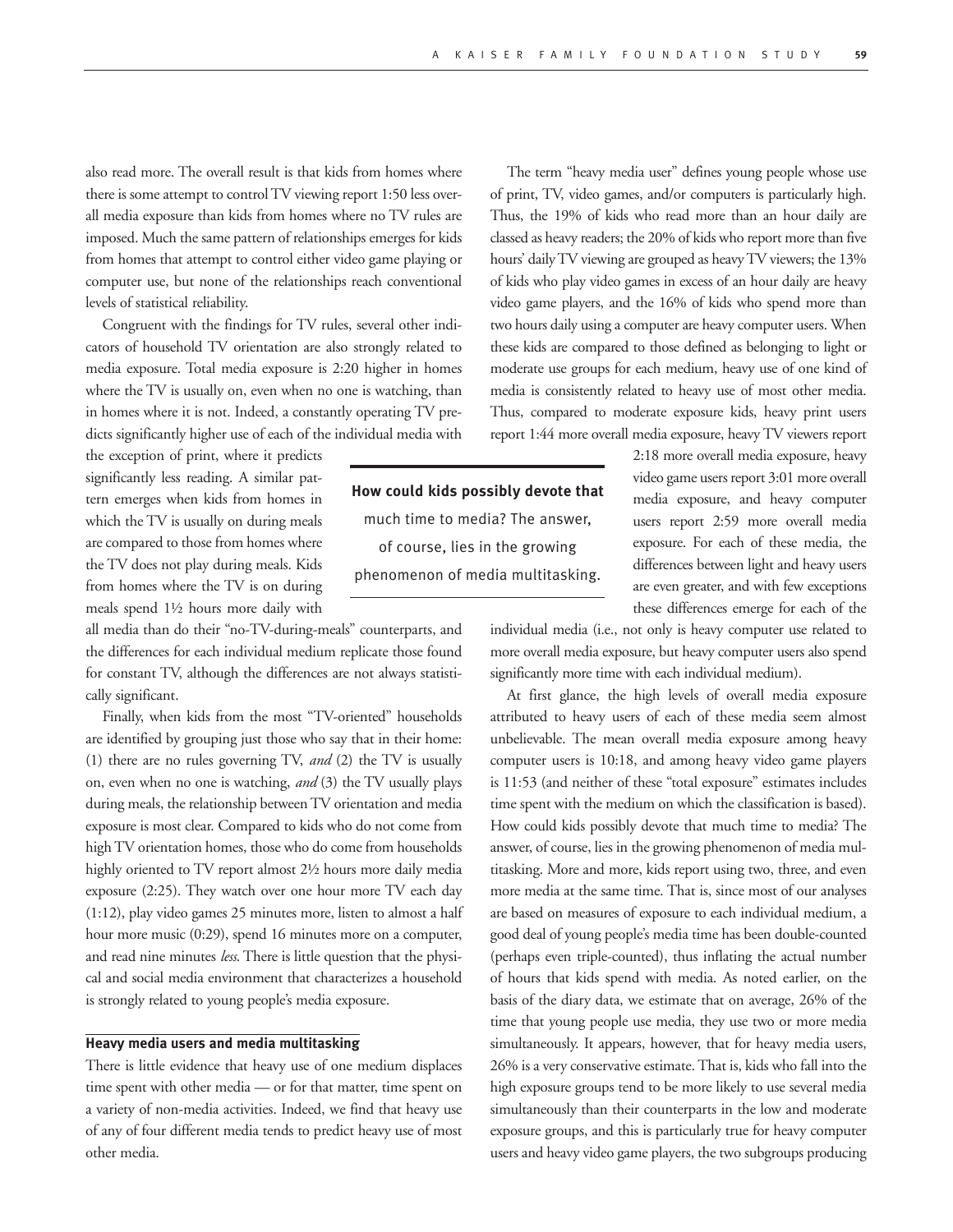also read more. The overall result is that kids from homes where there is some attempt to control TV viewing report 1:50 less overall media exposure than kids from homes where no TV rules are imposed. Much the same pattern of relationships emerges for kids from homes that attempt to control either video game playing or computer use, but none of the relationships reach conventional levels of statistical reliability.

Congruent with the findings for TV rules, several other indicators of household TV orientation are also strongly related to media exposure. Total media exposure is 2:20 higher in homes where the TV is usually on, even when no one is watching, than in homes where it is not. Indeed, a constantly operating TV predicts significantly higher use of each of the individual media with the exception of print, where it predicts significantly less reading. A similar pattern emerges when kids from homes in which the TV is usually on during meals are compared to those from homes where the TV does not play during meals. Kids from homes where the TV is on during meals spend 1½ hours more daily with all media than do their "no-TV-during-meals" counterparts, and the differences for each individual medium replicate those found for constant TV, although the differences are not always statistically significant.

Finally, when kids from the most "TV-oriented" households are identified by grouping just those who say that in their home: (1) there are no rules governing TV, *and* (2) the TV is usually on, even when no one is watching, *and* (3) the TV usually plays during meals, the relationship between TV orientation and media exposure is most clear. Compared to kids who do not come from high TV orientation homes, those who do come from households highly oriented to TV report almost 2½ hours more daily media exposure (2:25). They watch over one hour more TV each day (1:12), play video games 25 minutes more, listen to almost a half hour more music (0:29), spend 16 minutes more on a computer, and read nine minutes *less*. There is little question that the physical and social media environment that characterizes a household is strongly related to young people's media exposure.

### Heavy media users and media multitasking

There is little evidence that heavy use of one medium displaces time spent with other media — or for that matter, time spent on a variety of non-media activities. Indeed, we find that heavy use of any of four different media tends to predict heavy use of most other media.

The term "heavy media user" defines young people whose use of print, TV, video games, and/or computers is particularly high. Thus, the 19% of kids who read more than an hour daily are classed as heavy readers; the 20% of kids who report more than five hours' daily TV viewing are grouped as heavy TV viewers; the 13% of kids who play video games in excess of an hour daily are heavy video game players, and the 16% of kids who spend more than two hours daily using a computer are heavy computer users. When these kids are compared to those defined as belonging to light or moderate use groups for each medium, heavy use of one kind of media is consistently related to heavy use of most other media. Thus, compared to moderate exposure kids, heavy print users report 1:44 more overall media exposure, heavy TV viewers report 2:18 more overall media exposure, heavy video game users report 3:01 more overall media exposure, and heavy computer users report 2:59 more overall media exposure. For each of these media, the differences between light and heavy users are even greater, and with few exceptions these differences emerge for each of the individual media (i.e., not only is heavy computer use related to more overall media exposure, but heavy computer users also spend significantly more time with each individual medium).

**How could kids possibly devote that** much time to media? The answer, of course, lies in the growing phenomenon of media multitasking.

At first glance, the high levels of overall media exposure attributed to heavy users of each of these media seem almost unbelievable. The mean overall media exposure among heavy computer users is 10:18, and among heavy video game players is 11:53 (and neither of these "total exposure" estimates includes time spent with the medium on which the classification is based). How could kids possibly devote that much time to media? The answer, of course, lies in the growing phenomenon of media multitasking. More and more, kids report using two, three, and even more media at the same time. That is, since most of our analyses are based on measures of exposure to each individual medium, a good deal of young people's media time has been double-counted (perhaps even triple-counted), thus inflating the actual number of hours that kids spend with media. As noted earlier, on the basis of the diary data, we estimate that on average, 26% of the time that young people use media, they use two or more media simultaneously. It appears, however, that for heavy media users, 26% is a very conservative estimate. That is, kids who fall into the high exposure groups tend to be more likely to use several media simultaneously than their counterparts in the low and moderate exposure groups, and this is particularly true for heavy computer users and heavy video game players, the two subgroups producing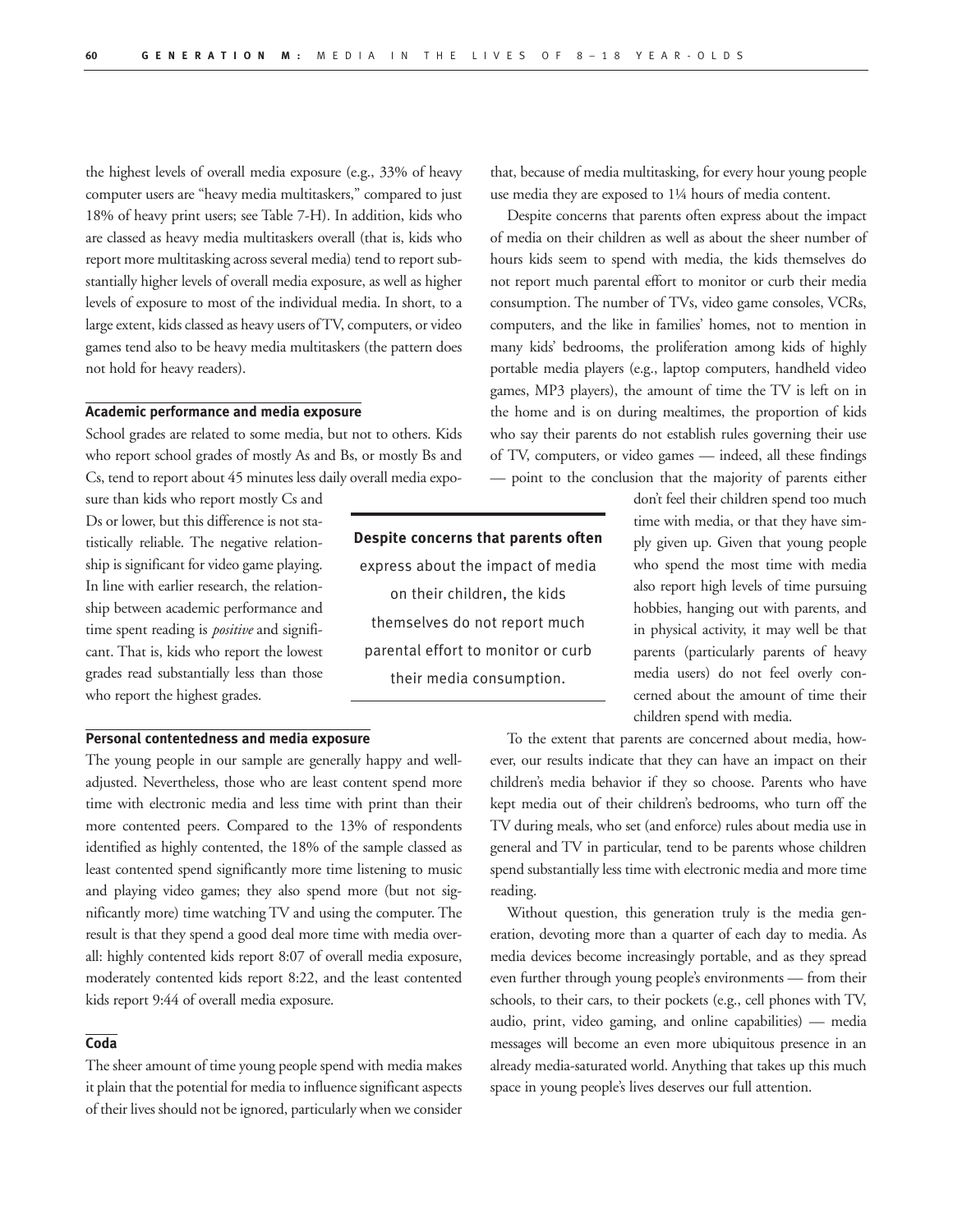the highest levels of overall media exposure (e.g., 33% of heavy computer users are "heavy media multitaskers," compared to just 18% of heavy print users; see Table 7-H). In addition, kids who are classed as heavy media multitaskers overall (that is, kids who report more multitasking across several media) tend to report substantially higher levels of overall media exposure, as well as higher levels of exposure to most of the individual media. In short, to a large extent, kids classed as heavy users of TV, computers, or video games tend also to be heavy media multitaskers (the pattern does not hold for heavy readers).

### Academic performance and media exposure

School grades are related to some media, but not to others. Kids who report school grades of mostly As and Bs, or mostly Bs and Cs, tend to report about 45 minutes less daily overall media exposure than kids who report mostly Cs and Ds or lower, but this difference is not statistically reliable. The negative relationship is significant for video game playing. In line with earlier research, the relationship between academic performance and time spent reading is *positive* and significant. That is, kids who report the lowest grades read substantially less than those who report the highest grades.

### Personal contentedness and media exposure

The young people in our sample are generally happy and well-adjusted. Nevertheless, those who are least content spend more time with electronic media and less time with print than their more contented peers. Compared to the 13% of respondents identified as highly contented, the 18% of the sample classed as least contented spend significantly more time listening to music and playing video games; they also spend more (but not significantly more) time watching TV and using the computer. The result is that they spend a good deal more time with media overall: highly contented kids report 8:07 of overall media exposure, moderately contented kids report 8:22, and the least contented kids report 9:44 of overall media exposure.

### Coda

The sheer amount of time young people spend with media makes it plain that the potential for media to influence significant aspects of their lives should not be ignored, particularly when we consider that, because of media multitasking, for every hour young people use media they are exposed to 1¼ hours of media content.

Despite concerns that parents often express about the impact of media on their children as well as about the sheer number of hours kids seem to spend with media, the kids themselves do not report much parental effort to monitor or curb their media consumption. The number of TVs, video game consoles, VCRs, computers, and the like in families' homes, not to mention in many kids' bedrooms, the proliferation among kids of highly portable media players (e.g., laptop computers, handheld video games, MP3 players), the amount of time the TV is left on in the home and is on during mealtimes, the proportion of kids who say their parents do not establish rules governing their use of TV, computers, or video games — indeed, all these findings — point to the conclusion that the majority of parents either don't feel their children spend too much time with media, or that they have simply given up. Given that young people who spend the most time with media also report high levels of time pursuing hobbies, hanging out with parents, and in physical activity, it may well be that parents (particularly parents of heavy media users) do not feel overly concerned about the amount of time their children spend with media.

> **Despite concerns that parents often** express about the impact of media on their children, the kids themselves do not report much parental effort to monitor or curb their media consumption.

To the extent that parents are concerned about media, however, our results indicate that they can have an impact on their children's media behavior if they so choose. Parents who have kept media out of their children's bedrooms, who turn off the TV during meals, who set (and enforce) rules about media use in general and TV in particular, tend to be parents whose children spend substantially less time with electronic media and more time reading.

Without question, this generation truly is the media generation, devoting more than a quarter of each day to media. As media devices become increasingly portable, and as they spread even further through young people's environments — from their schools, to their cars, to their pockets (e.g., cell phones with TV, audio, print, video gaming, and online capabilities) — media messages will become an even more ubiquitous presence in an already media-saturated world. Anything that takes up this much space in young people's lives deserves our full attention.